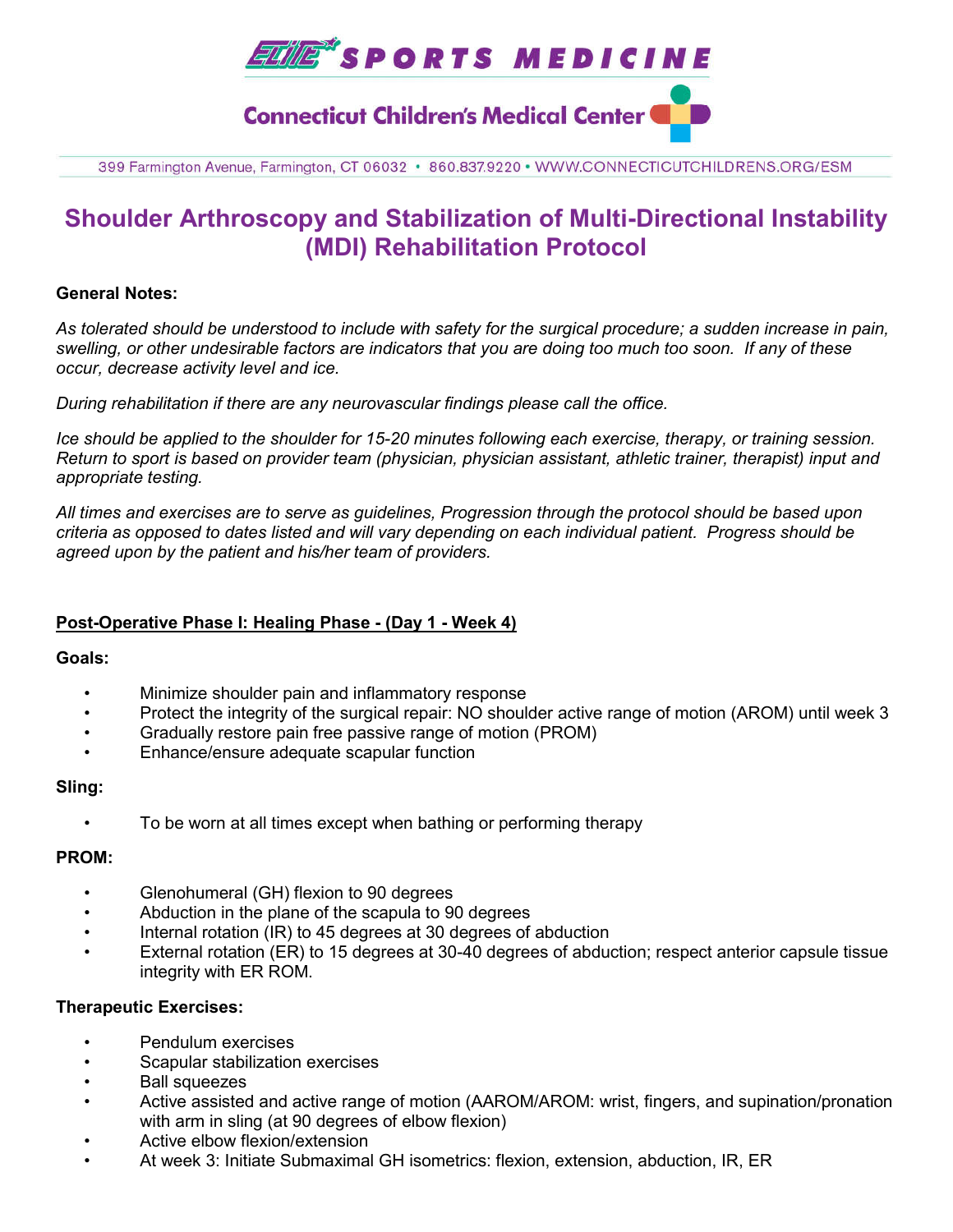ELITE SPORTS MEDICINE

Connecticut Children's Medical Center

399 Farmington Avenue, Farmington, CT 06032 • 860.837.9220 • WWW.CONNECTICUTCHILDRENS.ORG/ESM

# Shoulder Arthroscopy and Stabilization of Multi-Directional Instability (MDI) Rehabilitation Protocol

**General Notes:**

*As tolerated should be understood to include with safety for the surgical procedure; a sudden increase in pain, swelling, or other undesirable factors are indicators that you are doing too much too soon. If any of these occur, decrease activity level and ice.*

*During rehabilitation if there are any neurovascular findings please call the office.*

*Ice should be applied to the shoulder for 15-20 minutes following each exercise, therapy, or training session. Return to sport is based on provider team (physician, physician assistant, athletic trainer, therapist) input and appropriate testing.*

*All times and exercises are to serve as guidelines, Progression through the protocol should be based upon criteria as opposed to dates listed and will vary depending on each individual patient. Progress should be agreed upon by the patient and his/her team of providers.*

## Post-Operative Phase I: Healing Phase - (Day 1 - Week 4)

**Goals:**

- Minimize shoulder pain and inflammatory response
- Protect the integrity of the surgical repair: NO shoulder active range of motion (AROM) until week 3
- Gradually restore pain free passive range of motion (PROM)
- Enhance/ensure adequate scapular function

**Sling:**

- To be worn at all times except when bathing or performing therapy

**PROM:**

- Glenohumeral (GH) flexion to 90 degrees
- Abduction in the plane of the scapula to 90 degrees
- Internal rotation (IR) to 45 degrees at 30 degrees of abduction
- External rotation (ER) to 15 degrees at 30-40 degrees of abduction; respect anterior capsule tissue integrity with ER ROM.

**Therapeutic Exercises:**

- Pendulum exercises
- Scapular stabilization exercises
- Ball squeezes
- Active assisted and active range of motion (AAROM/AROM: wrist, fingers, and supination/pronation with arm in sling (at 90 degrees of elbow flexion)
- Active elbow flexion/extension
- At week 3: Initiate Submaximal GH isometrics: flexion, extension, abduction, IR, ER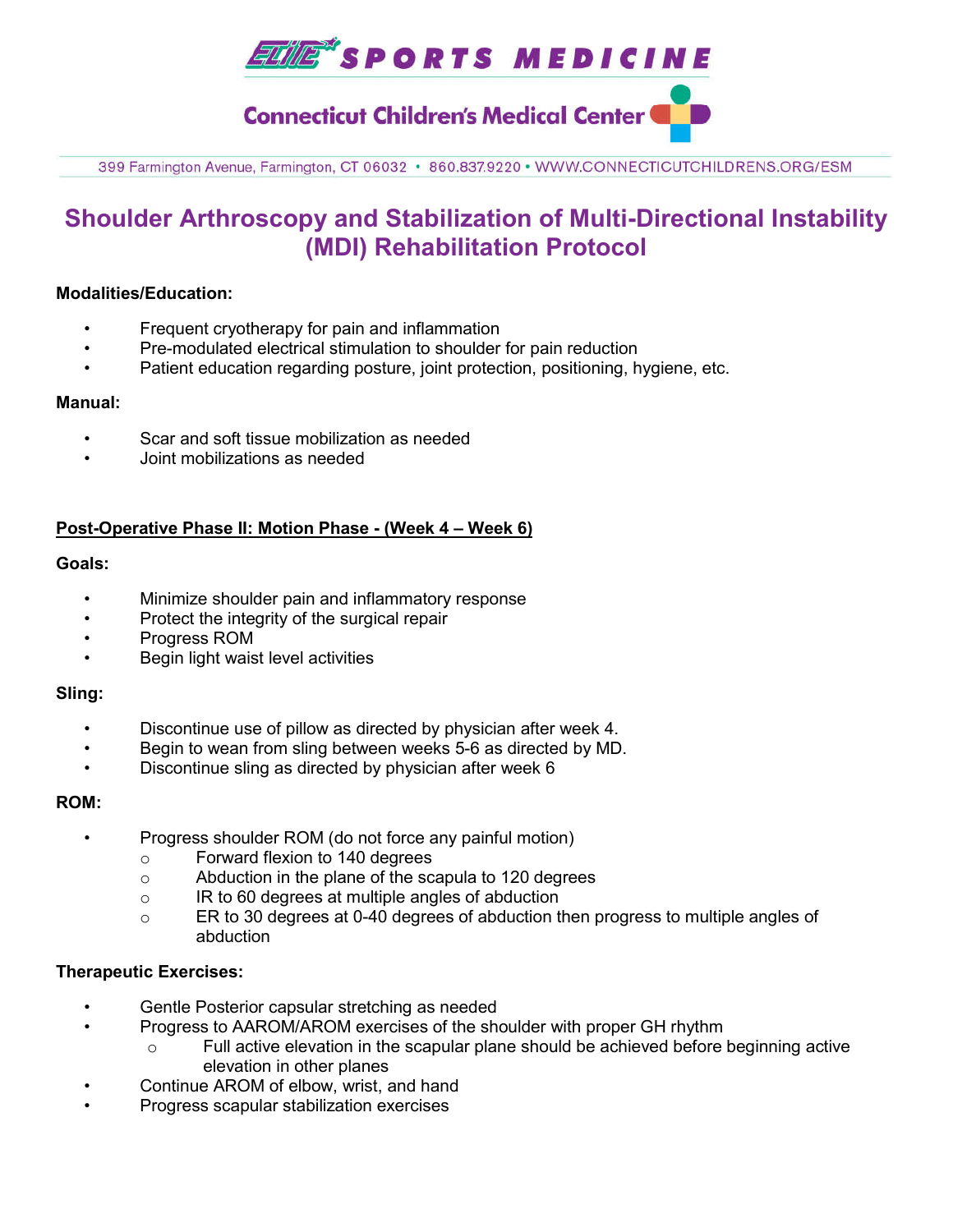# Shoulder Arthroscopy and Stabilization of Multi-Directional Instability (MDI) Rehabilitation Protocol

**Modalities/Education:**

- Frequent cryotherapy for pain and inflammation
- Pre-modulated electrical stimulation to shoulder for pain reduction
- Patient education regarding posture, joint protection, positioning, hygiene, etc.

**Manual:**

- Scar and soft tissue mobilization as needed
- Joint mobilizations as needed

## Post-Operative Phase II: Motion Phase - (Week 4 – Week 6)

**Goals:**

- Minimize shoulder pain and inflammatory response
- Protect the integrity of the surgical repair
- Progress ROM
- Begin light waist level activities

**Sling:**

- Discontinue use of pillow as directed by physician after week 4.
- Begin to wean from sling between weeks 5-6 as directed by MD.
- Discontinue sling as directed by physician after week 6

**ROM:**

- Progress shoulder ROM (do not force any painful motion)
  - Forward flexion to 140 degrees
  - Abduction in the plane of the scapula to 120 degrees
  - IR to 60 degrees at multiple angles of abduction
  - ER to 30 degrees at 0-40 degrees of abduction then progress to multiple angles of abduction

**Therapeutic Exercises:**

- Gentle Posterior capsular stretching as needed
- Progress to AAROM/AROM exercises of the shoulder with proper GH rhythm
  - Full active elevation in the scapular plane should be achieved before beginning active elevation in other planes
- Continue AROM of elbow, wrist, and hand
- Progress scapular stabilization exercises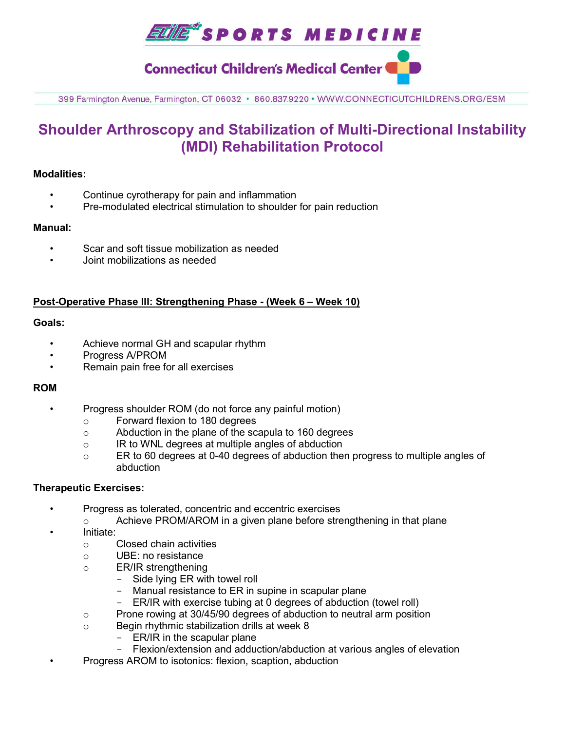# Shoulder Arthroscopy and Stabilization of Multi-Directional Instability (MDI) Rehabilitation Protocol

**Modalities:**

- Continue cyrotherapy for pain and inflammation
- Pre-modulated electrical stimulation to shoulder for pain reduction

**Manual:**

- Scar and soft tissue mobilization as needed
- Joint mobilizations as needed

## Post-Operative Phase III: Strengthening Phase - (Week 6 – Week 10)

**Goals:**

- Achieve normal GH and scapular rhythm
- Progress A/PROM
- Remain pain free for all exercises

**ROM**

- Progress shoulder ROM (do not force any painful motion)
  - Forward flexion to 180 degrees
  - Abduction in the plane of the scapula to 160 degrees
  - IR to WNL degrees at multiple angles of abduction
  - ER to 60 degrees at 0-40 degrees of abduction then progress to multiple angles of abduction

**Therapeutic Exercises:**

- Progress as tolerated, concentric and eccentric exercises
  - Achieve PROM/AROM in a given plane before strengthening in that plane
- Initiate:
  - Closed chain activities
  - UBE: no resistance
  - ER/IR strengthening
    - Side lying ER with towel roll
    - Manual resistance to ER in supine in scapular plane
    - ER/IR with exercise tubing at 0 degrees of abduction (towel roll)
  - Prone rowing at 30/45/90 degrees of abduction to neutral arm position
  - Begin rhythmic stabilization drills at week 8
    - ER/IR in the scapular plane
    - Flexion/extension and adduction/abduction at various angles of elevation
- Progress AROM to isotonics: flexion, scaption, abduction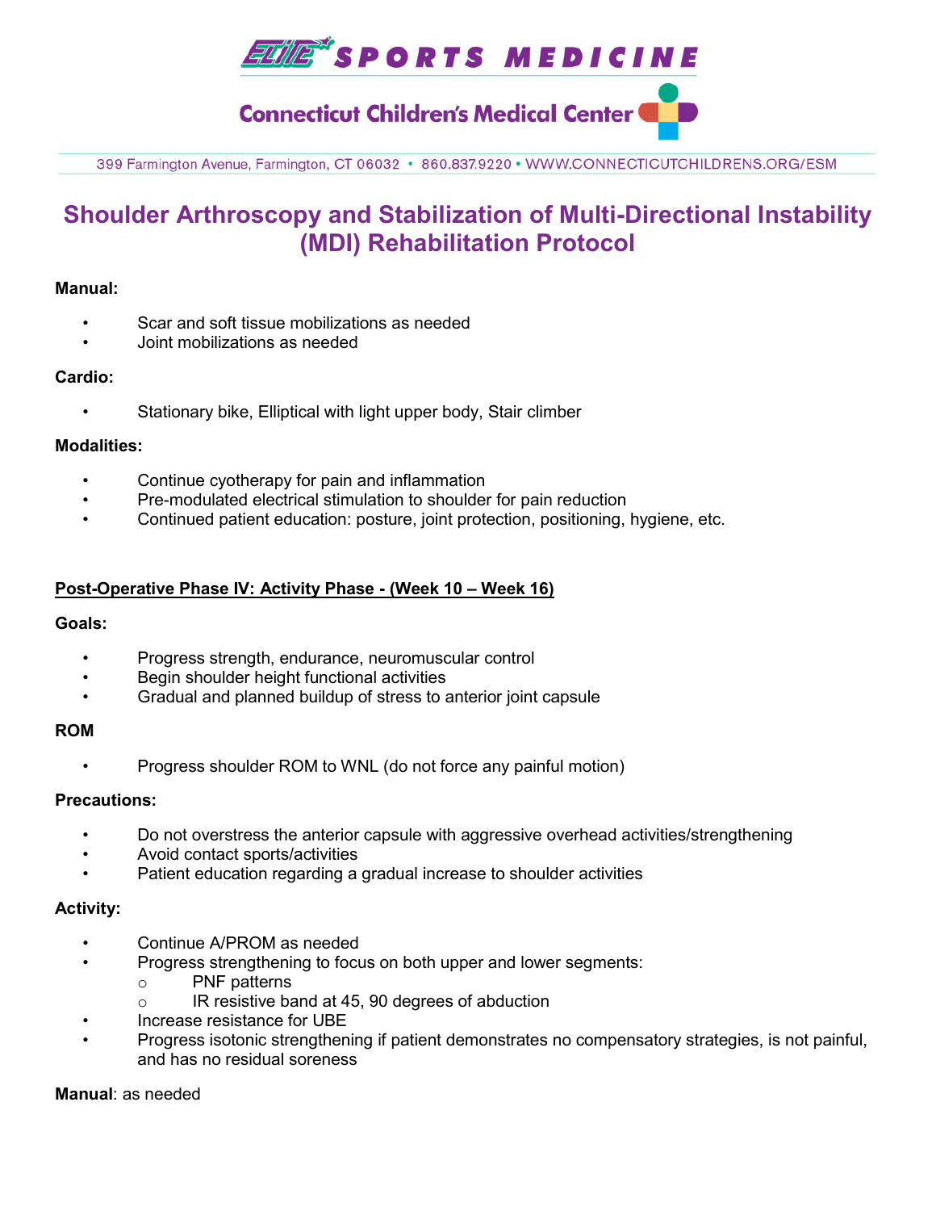# Shoulder Arthroscopy and Stabilization of Multi-Directional Instability (MDI) Rehabilitation Protocol

**Manual:**

- Scar and soft tissue mobilizations as needed
- Joint mobilizations as needed

**Cardio:**

- Stationary bike, Elliptical with light upper body, Stair climber

**Modalities:**

- Continue cyotherapy for pain and inflammation
- Pre-modulated electrical stimulation to shoulder for pain reduction
- Continued patient education: posture, joint protection, positioning, hygiene, etc.

**Post-Operative Phase IV: Activity Phase - (Week 10 – Week 16)**

**Goals:**

- Progress strength, endurance, neuromuscular control
- Begin shoulder height functional activities
- Gradual and planned buildup of stress to anterior joint capsule

**ROM**

- Progress shoulder ROM to WNL (do not force any painful motion)

**Precautions:**

- Do not overstress the anterior capsule with aggressive overhead activities/strengthening
- Avoid contact sports/activities
- Patient education regarding a gradual increase to shoulder activities

**Activity:**

- Continue A/PROM as needed
- Progress strengthening to focus on both upper and lower segments:
  - PNF patterns
  - IR resistive band at 45, 90 degrees of abduction
- Increase resistance for UBE
- Progress isotonic strengthening if patient demonstrates no compensatory strategies, is not painful, and has no residual soreness

**Manual**: as needed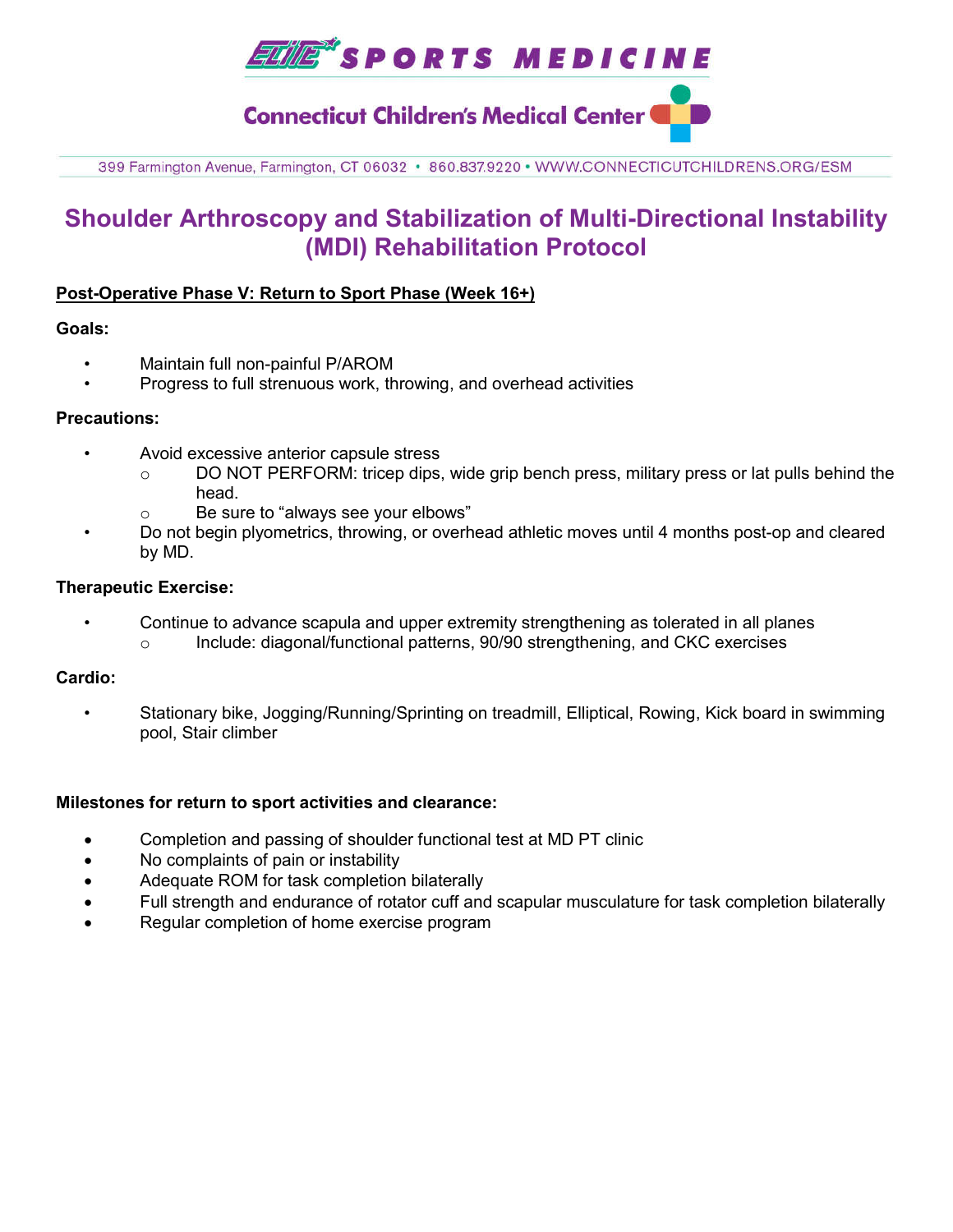# Shoulder Arthroscopy and Stabilization of Multi-Directional Instability (MDI) Rehabilitation Protocol

**Post-Operative Phase V: Return to Sport Phase (Week 16+)**

**Goals:**

- Maintain full non-painful P/AROM
- Progress to full strenuous work, throwing, and overhead activities

**Precautions:**

- Avoid excessive anterior capsule stress
  - DO NOT PERFORM: tricep dips, wide grip bench press, military press or lat pulls behind the head.
  - Be sure to "always see your elbows"
- Do not begin plyometrics, throwing, or overhead athletic moves until 4 months post-op and cleared by MD.

**Therapeutic Exercise:**

- Continue to advance scapula and upper extremity strengthening as tolerated in all planes
  - Include: diagonal/functional patterns, 90/90 strengthening, and CKC exercises

**Cardio:**

- Stationary bike, Jogging/Running/Sprinting on treadmill, Elliptical, Rowing, Kick board in swimming pool, Stair climber

**Milestones for return to sport activities and clearance:**

- Completion and passing of shoulder functional test at MD PT clinic
- No complaints of pain or instability
- Adequate ROM for task completion bilaterally
- Full strength and endurance of rotator cuff and scapular musculature for task completion bilaterally
- Regular completion of home exercise program